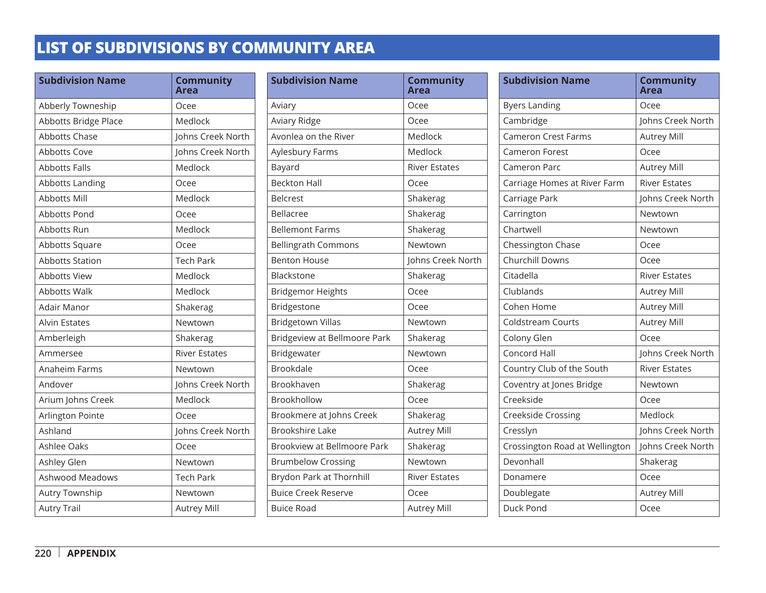# LIST OF SUBDIVISIONS BY COMMUNITY AREA

| Subdivision Name | Community Area |
|---|---|
| Abberly Towneship | Ocee |
| Abbotts Bridge Place | Medlock |
| Abbotts Chase | Johns Creek North |
| Abbotts Cove | Johns Creek North |
| Abbotts Falls | Medlock |
| Abbotts Landing | Ocee |
| Abbotts Mill | Medlock |
| Abbotts Pond | Ocee |
| Abbotts Run | Medlock |
| Abbotts Square | Ocee |
| Abbotts Station | Tech Park |
| Abbotts View | Medlock |
| Abbotts Walk | Medlock |
| Adair Manor | Shakerag |
| Alvin Estates | Newtown |
| Amberleigh | Shakerag |
| Ammersee | River Estates |
| Anaheim Farms | Newtown |
| Andover | Johns Creek North |
| Arium Johns Creek | Medlock |
| Arlington Pointe | Ocee |
| Ashland | Johns Creek North |
| Ashlee Oaks | Ocee |
| Ashley Glen | Newtown |
| Ashwood Meadows | Tech Park |
| Autry Township | Newtown |
| Autry Trail | Autrey Mill |

| Subdivision Name | Community Area |
|---|---|
| Aviary | Ocee |
| Aviary Ridge | Ocee |
| Avonlea on the River | Medlock |
| Aylesbury Farms | Medlock |
| Bayard | River Estates |
| Beckton Hall | Ocee |
| Belcrest | Shakerag |
| Bellacree | Shakerag |
| Bellemont Farms | Shakerag |
| Bellingrath Commons | Newtown |
| Benton House | Johns Creek North |
| Blackstone | Shakerag |
| Bridgemor Heights | Ocee |
| Bridgestone | Ocee |
| Bridgetown Villas | Newtown |
| Bridgeview at Bellmoore Park | Shakerag |
| Bridgewater | Newtown |
| Brookdale | Ocee |
| Brookhaven | Shakerag |
| Brookhollow | Ocee |
| Brookmere at Johns Creek | Shakerag |
| Brookshire Lake | Autrey Mill |
| Brookview at Bellmoore Park | Shakerag |
| Brumbelow Crossing | Newtown |
| Brydon Park at Thornhill | River Estates |
| Buice Creek Reserve | Ocee |
| Buice Road | Autrey Mill |

| Subdivision Name | Community Area |
|---|---|
| Byers Landing | Ocee |
| Cambridge | Johns Creek North |
| Cameron Crest Farms | Autrey Mill |
| Cameron Forest | Ocee |
| Cameron Parc | Autrey Mill |
| Carriage Homes at River Farm | River Estates |
| Carriage Park | Johns Creek North |
| Carrington | Newtown |
| Chartwell | Newtown |
| Chessington Chase | Ocee |
| Churchill Downs | Ocee |
| Citadella | River Estates |
| Clublands | Autrey Mill |
| Cohen Home | Autrey Mill |
| Coldstream Courts | Autrey Mill |
| Colony Glen | Ocee |
| Concord Hall | Johns Creek North |
| Country Club of the South | River Estates |
| Coventry at Jones Bridge | Newtown |
| Creekside | Ocee |
| Creekside Crossing | Medlock |
| Cresslyn | Johns Creek North |
| Crossington Road at Wellington | Johns Creek North |
| Devonhall | Shakerag |
| Donamere | Ocee |
| Doublegate | Autrey Mill |
| Duck Pond | Ocee |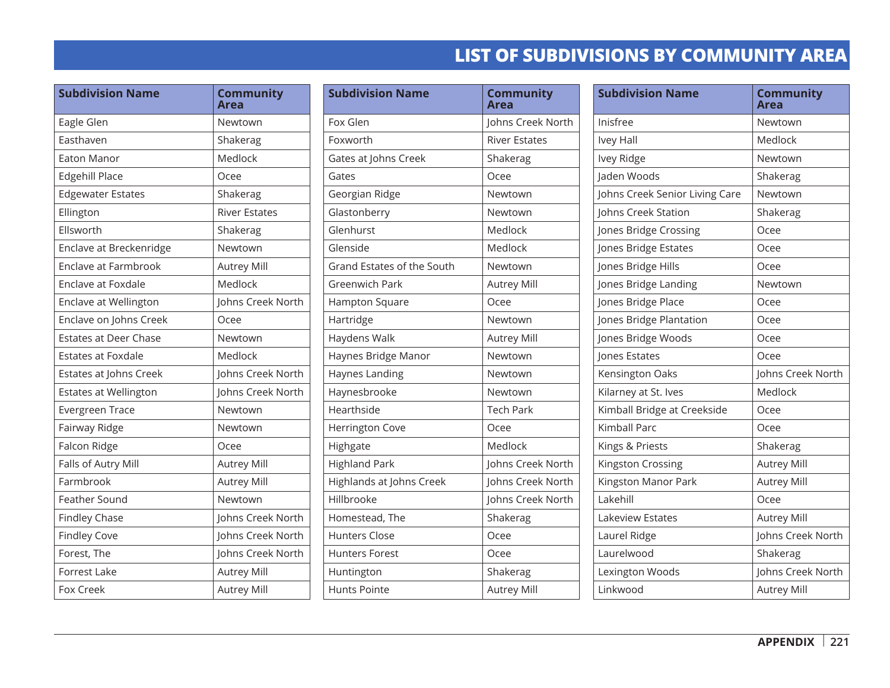# LIST OF SUBDIVISIONS BY COMMUNITY AREA

| Subdivision Name | Community Area |
|---|---|
| Eagle Glen | Newtown |
| Easthaven | Shakerag |
| Eaton Manor | Medlock |
| Edgehill Place | Ocee |
| Edgewater Estates | Shakerag |
| Ellington | River Estates |
| Ellsworth | Shakerag |
| Enclave at Breckenridge | Newtown |
| Enclave at Farmbrook | Autrey Mill |
| Enclave at Foxdale | Medlock |
| Enclave at Wellington | Johns Creek North |
| Enclave on Johns Creek | Ocee |
| Estates at Deer Chase | Newtown |
| Estates at Foxdale | Medlock |
| Estates at Johns Creek | Johns Creek North |
| Estates at Wellington | Johns Creek North |
| Evergreen Trace | Newtown |
| Fairway Ridge | Newtown |
| Falcon Ridge | Ocee |
| Falls of Autry Mill | Autrey Mill |
| Farmbrook | Autrey Mill |
| Feather Sound | Newtown |
| Findley Chase | Johns Creek North |
| Findley Cove | Johns Creek North |
| Forest, The | Johns Creek North |
| Forrest Lake | Autrey Mill |
| Fox Creek | Autrey Mill |

| Subdivision Name | Community Area |
|---|---|
| Fox Glen | Johns Creek North |
| Foxworth | River Estates |
| Gates at Johns Creek | Shakerag |
| Gates | Ocee |
| Georgian Ridge | Newtown |
| Glastonberry | Newtown |
| Glenhurst | Medlock |
| Glenside | Medlock |
| Grand Estates of the South | Newtown |
| Greenwich Park | Autrey Mill |
| Hampton Square | Ocee |
| Hartridge | Newtown |
| Haydens Walk | Autrey Mill |
| Haynes Bridge Manor | Newtown |
| Haynes Landing | Newtown |
| Haynesbrooke | Newtown |
| Hearthside | Tech Park |
| Herrington Cove | Ocee |
| Highgate | Medlock |
| Highland Park | Johns Creek North |
| Highlands at Johns Creek | Johns Creek North |
| Hillbrooke | Johns Creek North |
| Homestead, The | Shakerag |
| Hunters Close | Ocee |
| Hunters Forest | Ocee |
| Huntington | Shakerag |
| Hunts Pointe | Autrey Mill |

| Subdivision Name | Community Area |
|---|---|
| Inisfree | Newtown |
| Ivey Hall | Medlock |
| Ivey Ridge | Newtown |
| Jaden Woods | Shakerag |
| Johns Creek Senior Living Care | Newtown |
| Johns Creek Station | Shakerag |
| Jones Bridge Crossing | Ocee |
| Jones Bridge Estates | Ocee |
| Jones Bridge Hills | Ocee |
| Jones Bridge Landing | Newtown |
| Jones Bridge Place | Ocee |
| Jones Bridge Plantation | Ocee |
| Jones Bridge Woods | Ocee |
| Jones Estates | Ocee |
| Kensington Oaks | Johns Creek North |
| Kilarney at St. Ives | Medlock |
| Kimball Bridge at Creekside | Ocee |
| Kimball Parc | Ocee |
| Kings & Priests | Shakerag |
| Kingston Crossing | Autrey Mill |
| Kingston Manor Park | Autrey Mill |
| Lakehill | Ocee |
| Lakeview Estates | Autrey Mill |
| Laurel Ridge | Johns Creek North |
| Laurelwood | Shakerag |
| Lexington Woods | Johns Creek North |
| Linkwood | Autrey Mill |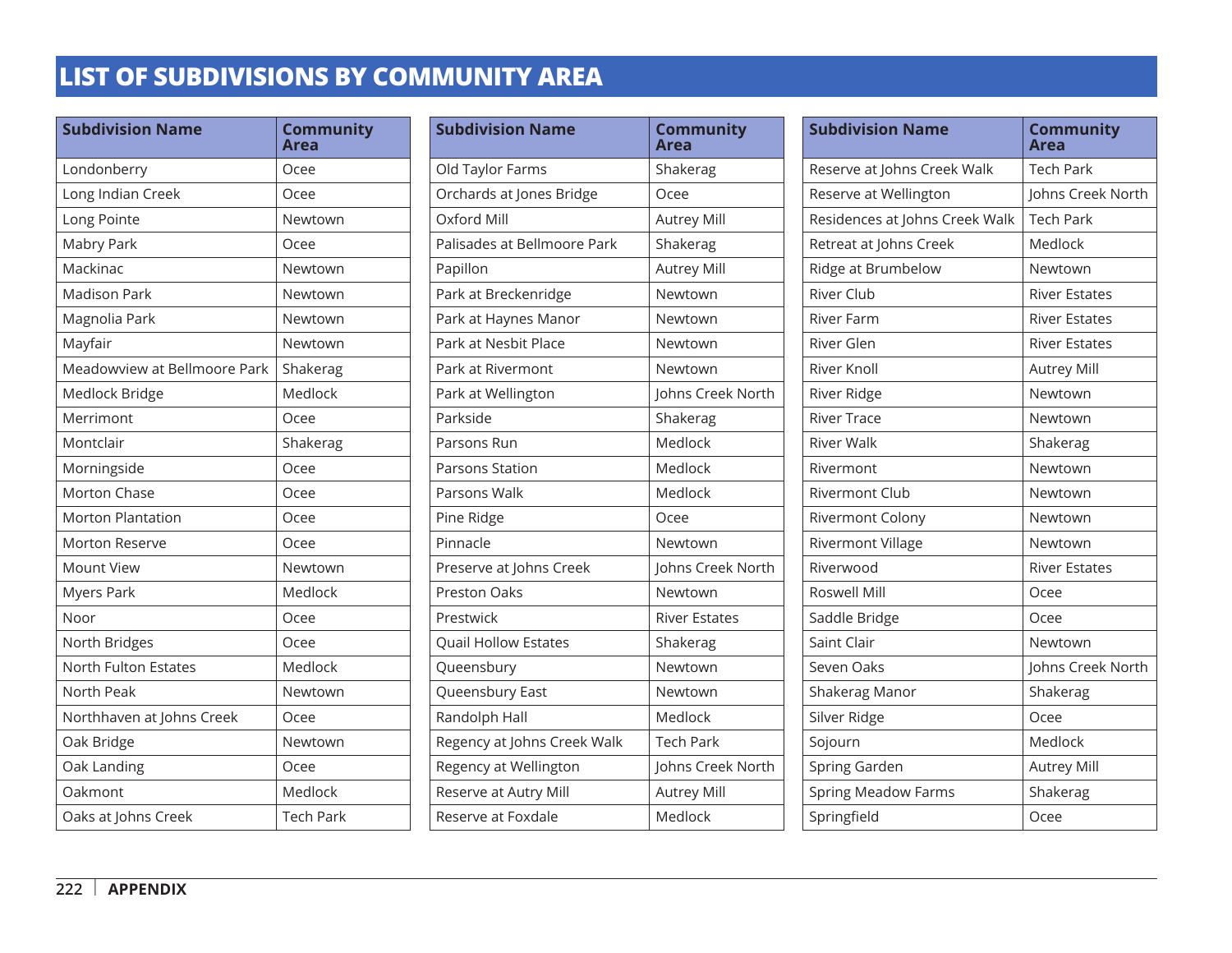# LIST OF SUBDIVISIONS BY COMMUNITY AREA

| Subdivision Name | Community Area |
|---|---|
| Londonberry | Ocee |
| Long Indian Creek | Ocee |
| Long Pointe | Newtown |
| Mabry Park | Ocee |
| Mackinac | Newtown |
| Madison Park | Newtown |
| Magnolia Park | Newtown |
| Mayfair | Newtown |
| Meadowview at Bellmoore Park | Shakerag |
| Medlock Bridge | Medlock |
| Merrimont | Ocee |
| Montclair | Shakerag |
| Morningside | Ocee |
| Morton Chase | Ocee |
| Morton Plantation | Ocee |
| Morton Reserve | Ocee |
| Mount View | Newtown |
| Myers Park | Medlock |
| Noor | Ocee |
| North Bridges | Ocee |
| North Fulton Estates | Medlock |
| North Peak | Newtown |
| Northhaven at Johns Creek | Ocee |
| Oak Bridge | Newtown |
| Oak Landing | Ocee |
| Oakmont | Medlock |
| Oaks at Johns Creek | Tech Park |

| Subdivision Name | Community Area |
|---|---|
| Old Taylor Farms | Shakerag |
| Orchards at Jones Bridge | Ocee |
| Oxford Mill | Autrey Mill |
| Palisades at Bellmoore Park | Shakerag |
| Papillon | Autrey Mill |
| Park at Breckenridge | Newtown |
| Park at Haynes Manor | Newtown |
| Park at Nesbit Place | Newtown |
| Park at Rivermont | Newtown |
| Park at Wellington | Johns Creek North |
| Parkside | Shakerag |
| Parsons Run | Medlock |
| Parsons Station | Medlock |
| Parsons Walk | Medlock |
| Pine Ridge | Ocee |
| Pinnacle | Newtown |
| Preserve at Johns Creek | Johns Creek North |
| Preston Oaks | Newtown |
| Prestwick | River Estates |
| Quail Hollow Estates | Shakerag |
| Queensbury | Newtown |
| Queensbury East | Newtown |
| Randolph Hall | Medlock |
| Regency at Johns Creek Walk | Tech Park |
| Regency at Wellington | Johns Creek North |
| Reserve at Autry Mill | Autrey Mill |
| Reserve at Foxdale | Medlock |

| Subdivision Name | Community Area |
|---|---|
| Reserve at Johns Creek Walk | Tech Park |
| Reserve at Wellington | Johns Creek North |
| Residences at Johns Creek Walk | Tech Park |
| Retreat at Johns Creek | Medlock |
| Ridge at Brumbelow | Newtown |
| River Club | River Estates |
| River Farm | River Estates |
| River Glen | River Estates |
| River Knoll | Autrey Mill |
| River Ridge | Newtown |
| River Trace | Newtown |
| River Walk | Shakerag |
| Rivermont | Newtown |
| Rivermont Club | Newtown |
| Rivermont Colony | Newtown |
| Rivermont Village | Newtown |
| Riverwood | River Estates |
| Roswell Mill | Ocee |
| Saddle Bridge | Ocee |
| Saint Clair | Newtown |
| Seven Oaks | Johns Creek North |
| Shakerag Manor | Shakerag |
| Silver Ridge | Ocee |
| Sojourn | Medlock |
| Spring Garden | Autrey Mill |
| Spring Meadow Farms | Shakerag |
| Springfield | Ocee |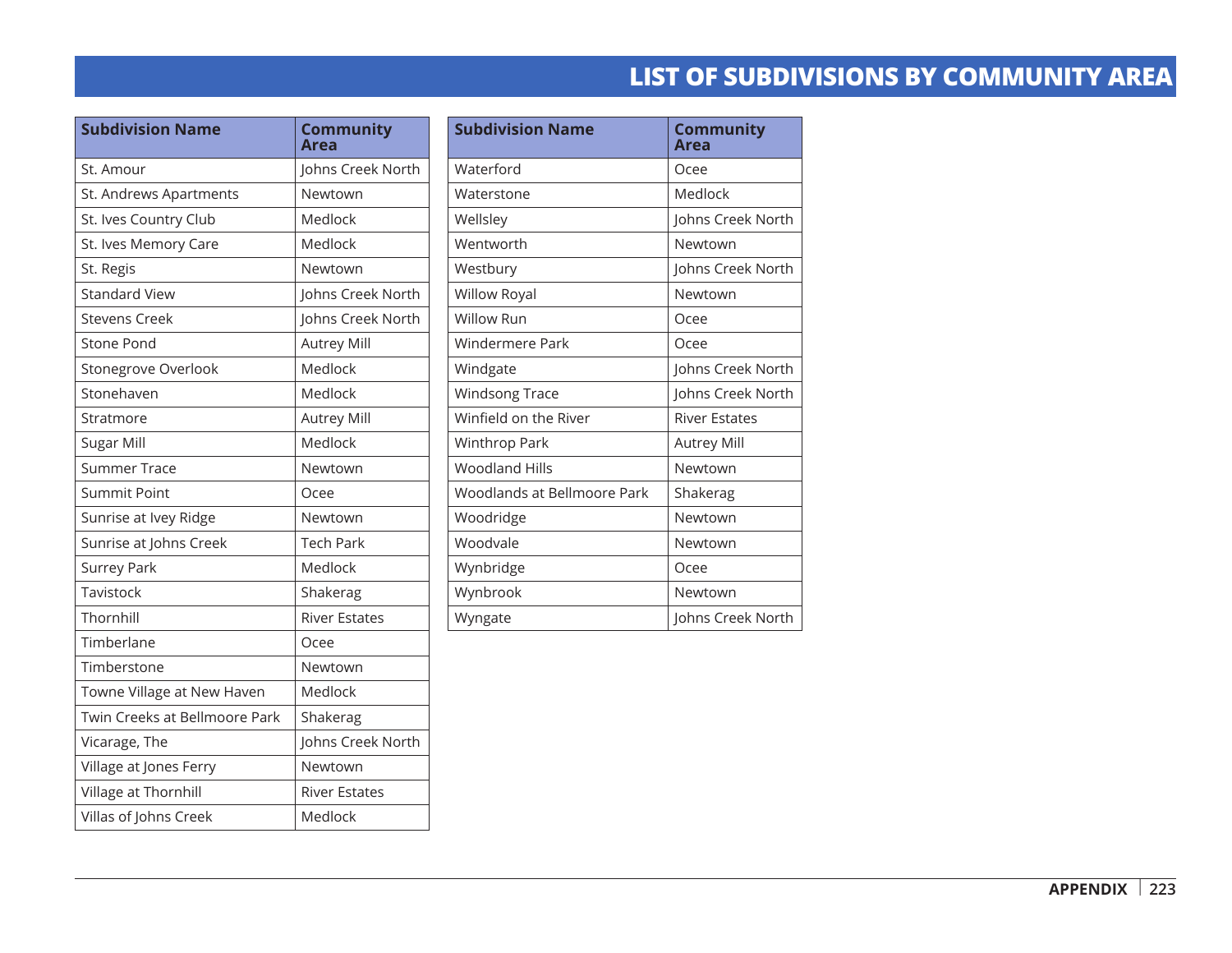# LIST OF SUBDIVISIONS BY COMMUNITY AREA

| Subdivision Name | Community Area |
|---|---|
| St. Amour | Johns Creek North |
| St. Andrews Apartments | Newtown |
| St. Ives Country Club | Medlock |
| St. Ives Memory Care | Medlock |
| St. Regis | Newtown |
| Standard View | Johns Creek North |
| Stevens Creek | Johns Creek North |
| Stone Pond | Autrey Mill |
| Stonegrove Overlook | Medlock |
| Stonehaven | Medlock |
| Stratmore | Autrey Mill |
| Sugar Mill | Medlock |
| Summer Trace | Newtown |
| Summit Point | Ocee |
| Sunrise at Ivey Ridge | Newtown |
| Sunrise at Johns Creek | Tech Park |
| Surrey Park | Medlock |
| Tavistock | Shakerag |
| Thornhill | River Estates |
| Timberlane | Ocee |
| Timberstone | Newtown |
| Towne Village at New Haven | Medlock |
| Twin Creeks at Bellmoore Park | Shakerag |
| Vicarage, The | Johns Creek North |
| Village at Jones Ferry | Newtown |
| Village at Thornhill | River Estates |
| Villas of Johns Creek | Medlock |
| Waterford | Ocee |
| Waterstone | Medlock |
| Wellsley | Johns Creek North |
| Wentworth | Newtown |
| Westbury | Johns Creek North |
| Willow Royal | Newtown |
| Willow Run | Ocee |
| Windermere Park | Ocee |
| Windgate | Johns Creek North |
| Windsong Trace | Johns Creek North |
| Winfield on the River | River Estates |
| Winthrop Park | Autrey Mill |
| Woodland Hills | Newtown |
| Woodlands at Bellmoore Park | Shakerag |
| Woodridge | Newtown |
| Woodvale | Newtown |
| Wynbridge | Ocee |
| Wynbrook | Newtown |
| Wyngate | Johns Creek North |